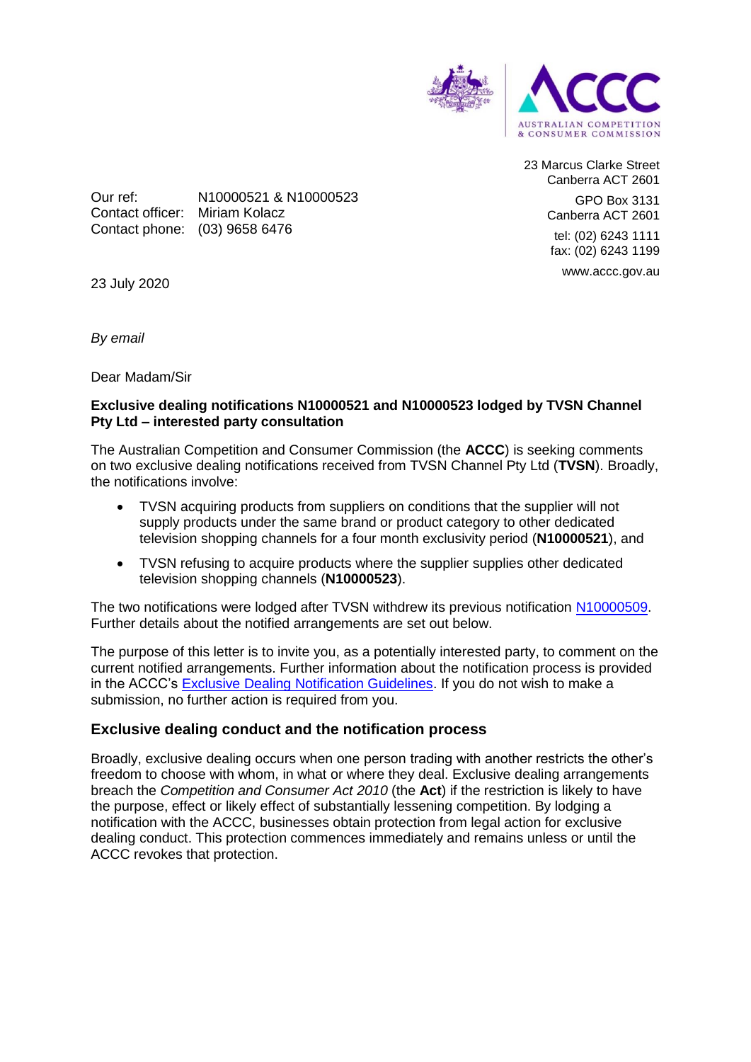23 Marcus Clarke Street
Canberra ACT 2601

GPO Box 3131
Canberra ACT 2601

tel: (02) 6243 1111
fax: (02) 6243 1199

www.accc.gov.au

Our ref: N10000521 & N10000523
Contact officer: Miriam Kolacz
Contact phone: (03) 9658 6476

23 July 2020

*By email*

Dear Madam/Sir

**Exclusive dealing notifications N10000521 and N10000523 lodged by TVSN Channel Pty Ltd – interested party consultation**

The Australian Competition and Consumer Commission (the **ACCC**) is seeking comments on two exclusive dealing notifications received from TVSN Channel Pty Ltd (**TVSN**). Broadly, the notifications involve:

- TVSN acquiring products from suppliers on conditions that the supplier will not supply products under the same brand or product category to other dedicated television shopping channels for a four month exclusivity period (**N10000521**), and
- TVSN refusing to acquire products where the supplier supplies other dedicated television shopping channels (**N10000523**).

The two notifications were lodged after TVSN withdrew its previous notification N10000509. Further details about the notified arrangements are set out below.

The purpose of this letter is to invite you, as a potentially interested party, to comment on the current notified arrangements. Further information about the notification process is provided in the ACCC's Exclusive Dealing Notification Guidelines. If you do not wish to make a submission, no further action is required from you.

## Exclusive dealing conduct and the notification process

Broadly, exclusive dealing occurs when one person trading with another restricts the other's freedom to choose with whom, in what or where they deal. Exclusive dealing arrangements breach the *Competition and Consumer Act 2010* (the **Act**) if the restriction is likely to have the purpose, effect or likely effect of substantially lessening competition. By lodging a notification with the ACCC, businesses obtain protection from legal action for exclusive dealing conduct. This protection commences immediately and remains unless or until the ACCC revokes that protection.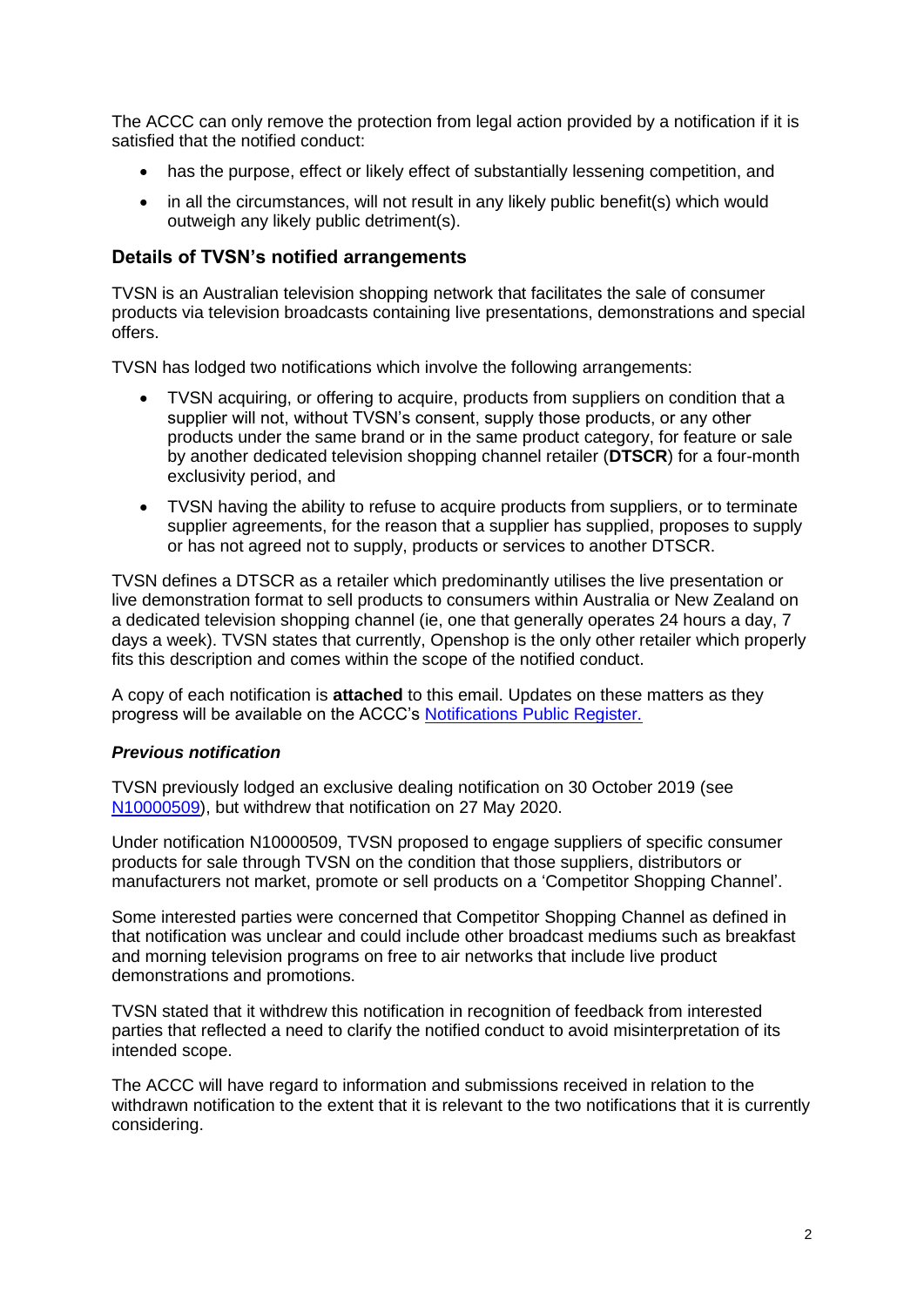The ACCC can only remove the protection from legal action provided by a notification if it is satisfied that the notified conduct:

- has the purpose, effect or likely effect of substantially lessening competition, and
- in all the circumstances, will not result in any likely public benefit(s) which would outweigh any likely public detriment(s).

## Details of TVSN's notified arrangements

TVSN is an Australian television shopping network that facilitates the sale of consumer products via television broadcasts containing live presentations, demonstrations and special offers.

TVSN has lodged two notifications which involve the following arrangements:

- TVSN acquiring, or offering to acquire, products from suppliers on condition that a supplier will not, without TVSN's consent, supply those products, or any other products under the same brand or in the same product category, for feature or sale by another dedicated television shopping channel retailer (**DTSCR**) for a four-month exclusivity period, and
- TVSN having the ability to refuse to acquire products from suppliers, or to terminate supplier agreements, for the reason that a supplier has supplied, proposes to supply or has not agreed not to supply, products or services to another DTSCR.

TVSN defines a DTSCR as a retailer which predominantly utilises the live presentation or live demonstration format to sell products to consumers within Australia or New Zealand on a dedicated television shopping channel (ie, one that generally operates 24 hours a day, 7 days a week). TVSN states that currently, Openshop is the only other retailer which properly fits this description and comes within the scope of the notified conduct.

A copy of each notification is **attached** to this email. Updates on these matters as they progress will be available on the ACCC's [Notifications Public Register.]()

### *Previous notification*

TVSN previously lodged an exclusive dealing notification on 30 October 2019 (see [N10000509]()), but withdrew that notification on 27 May 2020.

Under notification N10000509, TVSN proposed to engage suppliers of specific consumer products for sale through TVSN on the condition that those suppliers, distributors or manufacturers not market, promote or sell products on a 'Competitor Shopping Channel'.

Some interested parties were concerned that Competitor Shopping Channel as defined in that notification was unclear and could include other broadcast mediums such as breakfast and morning television programs on free to air networks that include live product demonstrations and promotions.

TVSN stated that it withdrew this notification in recognition of feedback from interested parties that reflected a need to clarify the notified conduct to avoid misinterpretation of its intended scope.

The ACCC will have regard to information and submissions received in relation to the withdrawn notification to the extent that it is relevant to the two notifications that it is currently considering.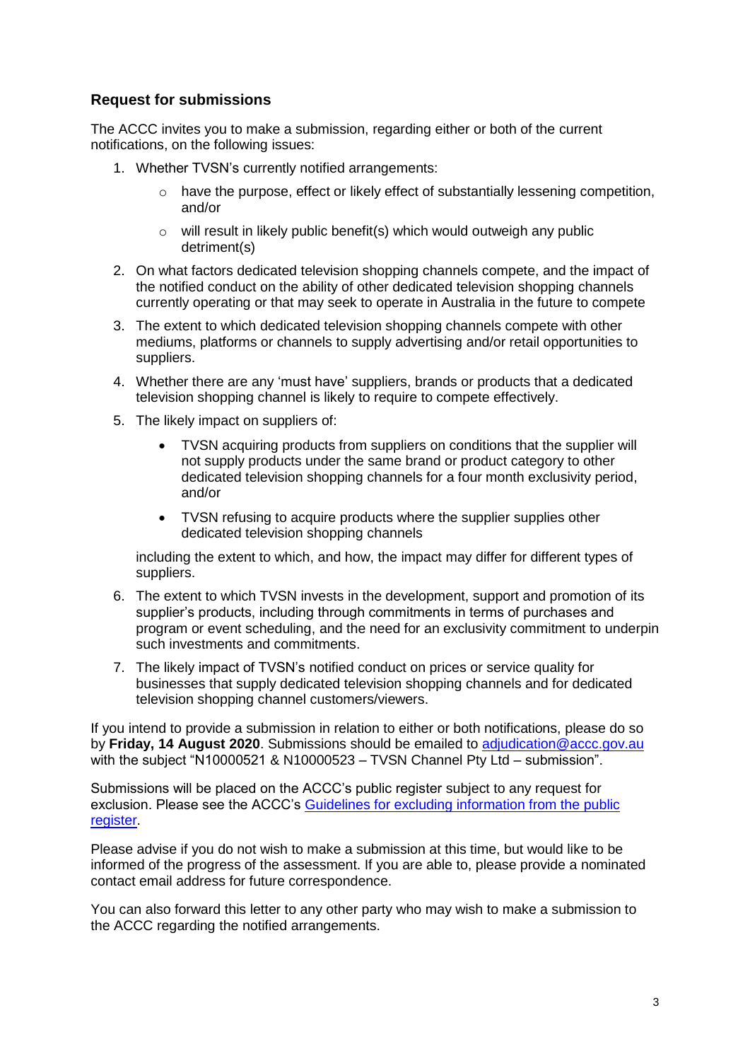## Request for submissions

The ACCC invites you to make a submission, regarding either or both of the current notifications, on the following issues:

1. Whether TVSN's currently notified arrangements:
   - have the purpose, effect or likely effect of substantially lessening competition, and/or
   - will result in likely public benefit(s) which would outweigh any public detriment(s)
2. On what factors dedicated television shopping channels compete, and the impact of the notified conduct on the ability of other dedicated television shopping channels currently operating or that may seek to operate in Australia in the future to compete
3. The extent to which dedicated television shopping channels compete with other mediums, platforms or channels to supply advertising and/or retail opportunities to suppliers.
4. Whether there are any 'must have' suppliers, brands or products that a dedicated television shopping channel is likely to require to compete effectively.
5. The likely impact on suppliers of:
   - TVSN acquiring products from suppliers on conditions that the supplier will not supply products under the same brand or product category to other dedicated television shopping channels for a four month exclusivity period, and/or
   - TVSN refusing to acquire products where the supplier supplies other dedicated television shopping channels

   including the extent to which, and how, the impact may differ for different types of suppliers.
6. The extent to which TVSN invests in the development, support and promotion of its supplier's products, including through commitments in terms of purchases and program or event scheduling, and the need for an exclusivity commitment to underpin such investments and commitments.
7. The likely impact of TVSN's notified conduct on prices or service quality for businesses that supply dedicated television shopping channels and for dedicated television shopping channel customers/viewers.

If you intend to provide a submission in relation to either or both notifications, please do so by **Friday, 14 August 2020**. Submissions should be emailed to [adjudication@accc.gov.au](mailto:adjudication@accc.gov.au) with the subject "N10000521 & N10000523 – TVSN Channel Pty Ltd – submission".

Submissions will be placed on the ACCC's public register subject to any request for exclusion. Please see the ACCC's [Guidelines for excluding information from the public register](#).

Please advise if you do not wish to make a submission at this time, but would like to be informed of the progress of the assessment. If you are able to, please provide a nominated contact email address for future correspondence.

You can also forward this letter to any other party who may wish to make a submission to the ACCC regarding the notified arrangements.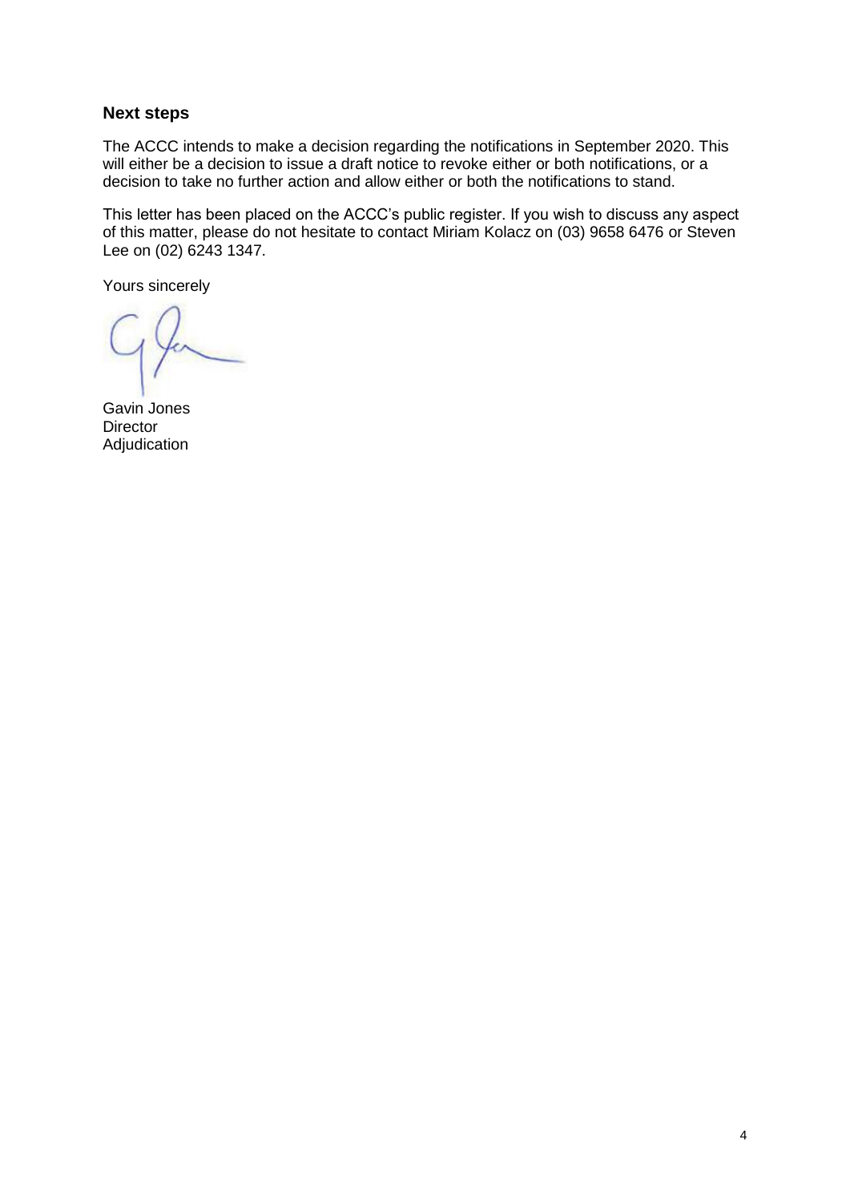## Next steps

The ACCC intends to make a decision regarding the notifications in September 2020. This will either be a decision to issue a draft notice to revoke either or both notifications, or a decision to take no further action and allow either or both the notifications to stand.

This letter has been placed on the ACCC's public register. If you wish to discuss any aspect of this matter, please do not hesitate to contact Miriam Kolacz on (03) 9658 6476 or Steven Lee on (02) 6243 1347.

Yours sincerely

Gavin Jones
Director
Adjudication